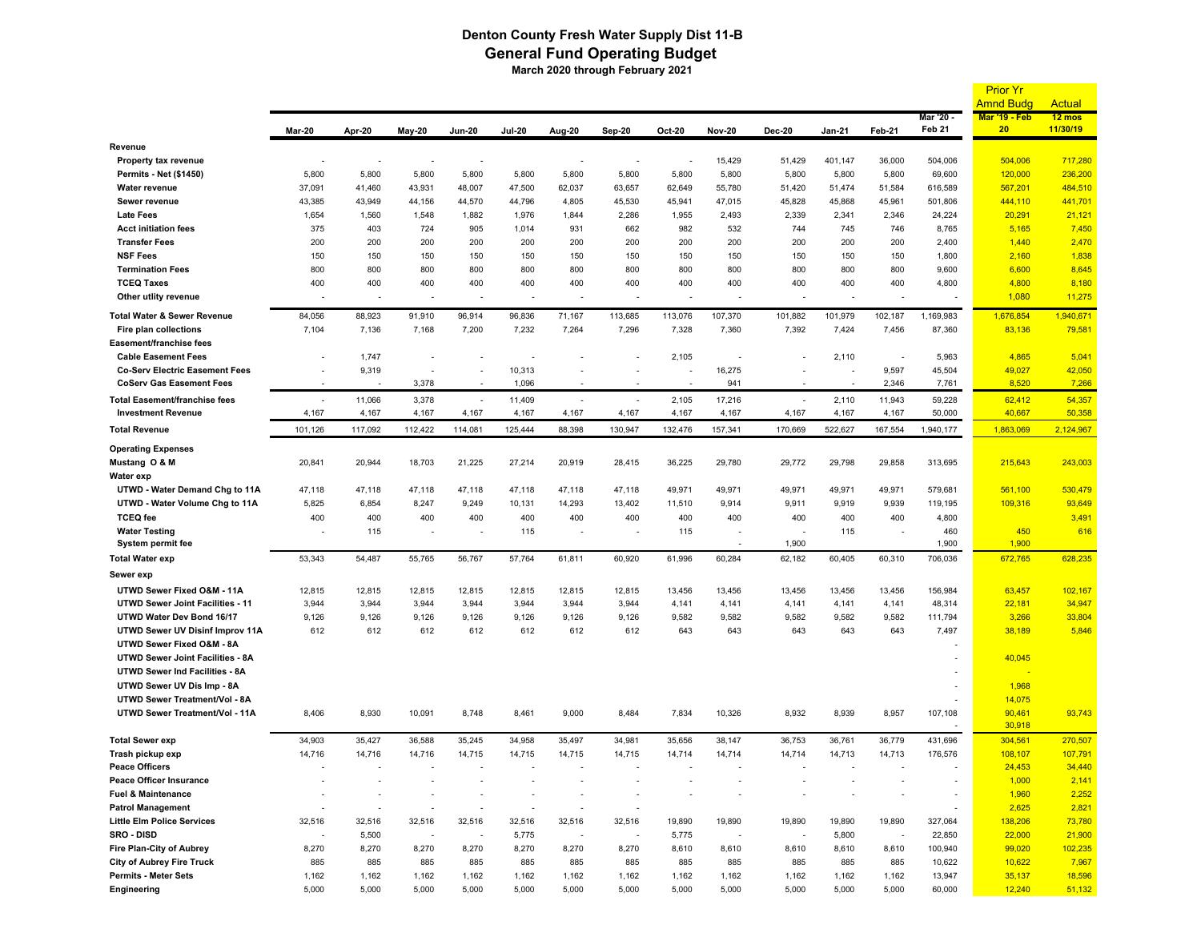# Denton County Fresh Water Supply Dist 11-B
## General Fund Operating Budget
**March 2020 through February 2021**

| | Mar-20 | Apr-20 | May-20 | Jun-20 | Jul-20 | Aug-20 | Sep-20 | Oct-20 | Nov-20 | Dec-20 | Jan-21 | Feb-21 | Mar '20 - Feb 21 | Prior Yr Amnd Budg Mar '19 - Feb 20 | Actual 12 mos 11/30/19 |
|---|---|---|---|---|---|---|---|---|---|---|---|---|---|---|---|
| **Revenue** | | | | | | | | | | | | | | | |
| **Property tax revenue** | - | - | - | - | | - | - | - | 15,429 | 51,429 | 401,147 | 36,000 | 504,006 | 504,006 | 717,280 |
| **Permits - Net ($1450)** | 5,800 | 5,800 | 5,800 | 5,800 | 5,800 | 5,800 | 5,800 | 5,800 | 5,800 | 5,800 | 5,800 | 5,800 | 69,600 | 120,000 | 236,200 |
| **Water revenue** | 37,091 | 41,460 | 43,931 | 48,007 | 47,500 | 62,037 | 63,657 | 62,649 | 55,780 | 51,420 | 51,474 | 51,584 | 616,589 | 567,201 | 484,510 |
| **Sewer revenue** | 43,385 | 43,949 | 44,156 | 44,570 | 44,796 | 4,805 | 45,530 | 45,941 | 47,015 | 45,828 | 45,868 | 45,961 | 501,806 | 444,110 | 441,701 |
| **Late Fees** | 1,654 | 1,560 | 1,548 | 1,882 | 1,976 | 1,844 | 2,286 | 1,955 | 2,493 | 2,339 | 2,341 | 2,346 | 24,224 | 20,291 | 21,121 |
| **Acct initiation fees** | 375 | 403 | 724 | 905 | 1,014 | 931 | 662 | 982 | 532 | 744 | 745 | 746 | 8,765 | 5,165 | 7,450 |
| **Transfer Fees** | 200 | 200 | 200 | 200 | 200 | 200 | 200 | 200 | 200 | 200 | 200 | 200 | 2,400 | 1,440 | 2,470 |
| **NSF Fees** | 150 | 150 | 150 | 150 | 150 | 150 | 150 | 150 | 150 | 150 | 150 | 150 | 1,800 | 2,160 | 1,838 |
| **Termination Fees** | 800 | 800 | 800 | 800 | 800 | 800 | 800 | 800 | 800 | 800 | 800 | 800 | 9,600 | 6,600 | 8,645 |
| **TCEQ Taxes** | 400 | 400 | 400 | 400 | 400 | 400 | 400 | 400 | 400 | 400 | 400 | 400 | 4,800 | 4,800 | 8,180 |
| **Other utlity revenue** | - | - | - | - | - | - | - | - | - | - | - | - | - | 1,080 | 11,275 |
| **Total Water & Sewer Revenue** | 84,056 | 88,923 | 91,910 | 96,914 | 96,836 | 71,167 | 113,685 | 113,076 | 107,370 | 101,882 | 101,979 | 102,187 | 1,169,983 | 1,676,854 | 1,940,671 |
| **Fire plan collections** | 7,104 | 7,136 | 7,168 | 7,200 | 7,232 | 7,264 | 7,296 | 7,328 | 7,360 | 7,392 | 7,424 | 7,456 | 87,360 | 83,136 | 79,581 |
| **Easement/franchise fees** | | | | | | | | | | | | | | | |
| **Cable Easement Fees** | - | 1,747 | - | - | - | - | - | 2,105 | - | - | 2,110 | - | 5,963 | 4,865 | 5,041 |
| **Co-Serv Electric Easement Fees** | - | 9,319 | - | - | 10,313 | - | - | - | 16,275 | - | - | 9,597 | 45,504 | 49,027 | 42,050 |
| **CoServ Gas Easement Fees** | - | - | 3,378 | - | 1,096 | - | - | - | 941 | - | - | 2,346 | 7,761 | 8,520 | 7,266 |
| **Total Easement/franchise fees** | - | 11,066 | 3,378 | - | 11,409 | - | - | 2,105 | 17,216 | - | 2,110 | 11,943 | 59,228 | 62,412 | 54,357 |
| **Investment Revenue** | 4,167 | 4,167 | 4,167 | 4,167 | 4,167 | 4,167 | 4,167 | 4,167 | 4,167 | 4,167 | 4,167 | 4,167 | 50,000 | 40,667 | 50,358 |
| **Total Revenue** | 101,126 | 117,092 | 112,422 | 114,081 | 125,444 | 88,398 | 130,947 | 132,476 | 157,341 | 170,669 | 522,627 | 167,554 | 1,940,177 | 1,863,069 | 2,124,967 |
| **Operating Expenses** | | | | | | | | | | | | | | | |
| **Mustang O & M** | 20,841 | 20,944 | 18,703 | 21,225 | 27,214 | 20,919 | 28,415 | 36,225 | 29,780 | 29,772 | 29,798 | 29,858 | 313,695 | 215,643 | 243,003 |
| **Water exp** | | | | | | | | | | | | | | | |
| **UTWD - Water Demand Chg to 11A** | 47,118 | 47,118 | 47,118 | 47,118 | 47,118 | 47,118 | 47,118 | 49,971 | 49,971 | 49,971 | 49,971 | 49,971 | 579,681 | 561,100 | 530,479 |
| **UTWD - Water Volume Chg to 11A** | 5,825 | 6,854 | 8,247 | 9,249 | 10,131 | 14,293 | 13,402 | 11,510 | 9,914 | 9,911 | 9,919 | 9,939 | 119,195 | 109,316 | 93,649 |
| **TCEQ fee** | 400 | 400 | 400 | 400 | 400 | 400 | 400 | 400 | 400 | 400 | 400 | 400 | 4,800 | | 3,491 |
| **Water Testing** | - | 115 | - | - | - | 115 | - | - | 115 | - | - | 115 | 460 | 450 | 616 |
| **System permit fee** | | | | | | | | | - | 1,900 | | | 1,900 | 1,900 | |
| **Total Water exp** | 53,343 | 54,487 | 55,765 | 56,767 | 57,764 | 61,811 | 60,920 | 61,996 | 60,284 | 62,182 | 60,405 | 60,310 | 706,036 | 672,765 | 628,235 |
| **Sewer exp** | | | | | | | | | | | | | | | |
| **UTWD Sewer Fixed O&M - 11A** | 12,815 | 12,815 | 12,815 | 12,815 | 12,815 | 12,815 | 12,815 | 13,456 | 13,456 | 13,456 | 13,456 | 13,456 | 156,984 | 63,457 | 102,167 |
| **UTWD Sewer Joint Facilities - 11** | 3,944 | 3,944 | 3,944 | 3,944 | 3,944 | 3,944 | 3,944 | 4,141 | 4,141 | 4,141 | 4,141 | 4,141 | 48,314 | 22,181 | 34,947 |
| **UTWD Water Dev Bond 16/17** | 9,126 | 9,126 | 9,126 | 9,126 | 9,126 | 9,126 | 9,126 | 9,582 | 9,582 | 9,582 | 9,582 | 9,582 | 111,794 | 3,266 | 33,804 |
| **UTWD Sewer UV Disinf Improv 11A** | 612 | 612 | 612 | 612 | 612 | 612 | 612 | 643 | 643 | 643 | 643 | 643 | 7,497 | 38,189 | 5,846 |
| **UTWD Sewer Fixed O&M - 8A** | | | | | | | | | | | | | - | | |
| **UTWD Sewer Joint Facilities - 8A** | | | | | | | | | | | | | - | 40,045 | |
| **UTWD Sewer Ind Facilities - 8A** | | | | | | | | | | | | | - | - | |
| **UTWD Sewer UV Dis Imp - 8A** | | | | | | | | | | | | | - | 1,968 | |
| **UTWD Sewer Treatment/Vol - 8A** | | | | | | | | | | | | | - | 14,075 | |
| **UTWD Sewer Treatment/Vol - 11A** | 8,406 | 8,930 | 10,091 | 8,748 | 8,461 | 9,000 | 8,484 | 7,834 | 10,326 | 8,932 | 8,939 | 8,957 | 107,108 | 90,461 | 93,743 |
| | | | | | | | | | | | | | - | 30,918 | |
| **Total Sewer exp** | 34,903 | 35,427 | 36,588 | 35,245 | 34,958 | 35,497 | 34,981 | 35,656 | 38,147 | 36,753 | 36,761 | 36,779 | 431,696 | 304,561 | 270,507 |
| **Trash pickup exp** | 14,716 | 14,716 | 14,716 | 14,715 | 14,715 | 14,715 | 14,715 | 14,714 | 14,714 | 14,714 | 14,713 | 14,713 | 176,576 | 108,107 | 107,791 |
| **Peace Officers** | - | - | - | - | - | - | - | - | - | - | - | - | - | 24,453 | 34,440 |
| **Peace Officer Insurance** | - | - | - | - | - | - | - | - | - | - | - | - | - | 1,000 | 2,141 |
| **Fuel & Maintenance** | - | - | - | - | - | - | - | - | - | - | - | - | - | 1,960 | 2,252 |
| **Patrol Management** | - | - | - | - | - | - | - | | | | | | - | 2,625 | 2,821 |
| **Little Elm Police Services** | 32,516 | 32,516 | 32,516 | 32,516 | 32,516 | 32,516 | 32,516 | 19,890 | 19,890 | 19,890 | 19,890 | 19,890 | 327,064 | 138,206 | 73,780 |
| **SRO - DISD** | - | 5,500 | - | - | 5,775 | - | - | 5,775 | - | - | 5,800 | - | 22,850 | 22,000 | 21,900 |
| **Fire Plan-City of Aubrey** | 8,270 | 8,270 | 8,270 | 8,270 | 8,270 | 8,270 | 8,270 | 8,610 | 8,610 | 8,610 | 8,610 | 8,610 | 100,940 | 99,020 | 102,235 |
| **City of Aubrey Fire Truck** | 885 | 885 | 885 | 885 | 885 | 885 | 885 | 885 | 885 | 885 | 885 | 885 | 10,622 | 10,622 | 7,967 |
| **Permits - Meter Sets** | 1,162 | 1,162 | 1,162 | 1,162 | 1,162 | 1,162 | 1,162 | 1,162 | 1,162 | 1,162 | 1,162 | 1,162 | 13,947 | 35,137 | 18,596 |
| **Engineering** | 5,000 | 5,000 | 5,000 | 5,000 | 5,000 | 5,000 | 5,000 | 5,000 | 5,000 | 5,000 | 5,000 | 5,000 | 60,000 | 12,240 | 51,132 |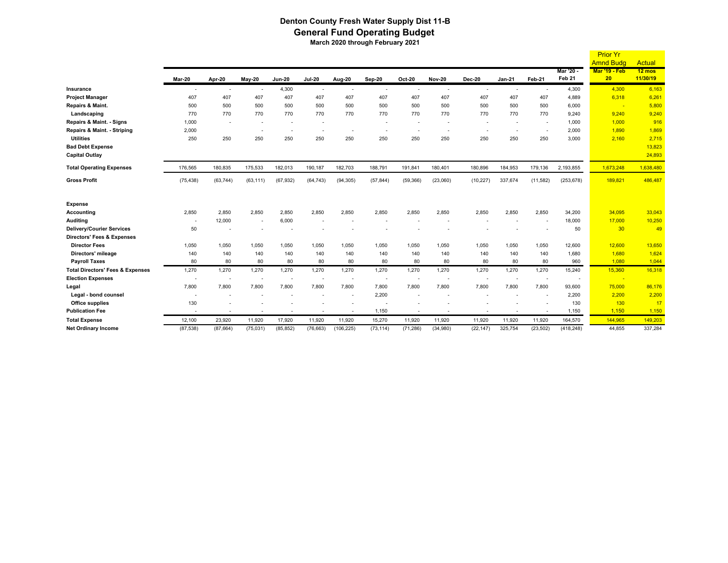# Denton County Fresh Water Supply Dist 11-B

## General Fund Operating Budget

### March 2020 through February 2021

| | Mar-20 | Apr-20 | May-20 | Jun-20 | Jul-20 | Aug-20 | Sep-20 | Oct-20 | Nov-20 | Dec-20 | Jan-21 | Feb-21 | Mar '20 - Feb 21 | Prior Yr Amnd Budg Mar '19 - Feb 20 | Actual 12 mos 11/30/19 |
|---|---|---|---|---|---|---|---|---|---|---|---|---|---|---|---|
| **Insurance** | - | - | - | 4,300 | - | - | - | - | - | - | - | - | 4,300 | 4,300 | 6,163 |
| **Project Manager** | 407 | 407 | 407 | 407 | 407 | 407 | 407 | 407 | 407 | 407 | 407 | 407 | 4,889 | 6,318 | 6,261 |
| **Repairs & Maint.** | 500 | 500 | 500 | 500 | 500 | 500 | 500 | 500 | 500 | 500 | 500 | 500 | 6,000 | - | 5,800 |
| **Landscaping** | 770 | 770 | 770 | 770 | 770 | 770 | 770 | 770 | 770 | 770 | 770 | 770 | 9,240 | 9,240 | 9,240 |
| **Repairs & Maint. - Signs** | 1,000 | - | - | - | - | - | - | - | - | - | - | - | 1,000 | 1,000 | 916 |
| **Repairs & Maint. - Striping** | 2,000 | | - | - | - | - | - | - | - | - | - | - | 2,000 | 1,890 | 1,869 |
| **Utilities** | 250 | 250 | 250 | 250 | 250 | 250 | 250 | 250 | 250 | 250 | 250 | 250 | 3,000 | 2,160 | 2,715 |
| **Bad Debt Expense** | | | | | | | | | | | | | | | 13,823 |
| **Capital Outlay** | | | | | | | | | | | | | | | 24,893 |
| **Total Operating Expenses** | 176,565 | 180,835 | 175,533 | 182,013 | 190,187 | 182,703 | 188,791 | 191,841 | 180,401 | 180,896 | 184,953 | 179,136 | 2,193,855 | 1,673,248 | 1,638,480 |
| **Gross Profit** | (75,438) | (63,744) | (63,111) | (67,932) | (64,743) | (94,305) | (57,844) | (59,366) | (23,060) | (10,227) | 337,674 | (11,582) | (253,678) | 189,821 | 486,487 |
| **Expense** | | | | | | | | | | | | | | | |
| **Accounting** | 2,850 | 2,850 | 2,850 | 2,850 | 2,850 | 2,850 | 2,850 | 2,850 | 2,850 | 2,850 | 2,850 | 2,850 | 34,200 | 34,095 | 33,043 |
| **Auditing** | - | 12,000 | - | 6,000 | - | - | - | - | - | - | - | - | 18,000 | 17,000 | 10,250 |
| **Delivery/Courier Services** | 50 | - | - | - | - | - | - | - | - | - | - | - | 50 | 30 | 49 |
| **Directors' Fees & Expenses** | | | | | | | | | | | | | | | |
| **Director Fees** | 1,050 | 1,050 | 1,050 | 1,050 | 1,050 | 1,050 | 1,050 | 1,050 | 1,050 | 1,050 | 1,050 | 1,050 | 12,600 | 12,600 | 13,650 |
| **Directors' mileage** | 140 | 140 | 140 | 140 | 140 | 140 | 140 | 140 | 140 | 140 | 140 | 140 | 1,680 | 1,680 | 1,624 |
| **Payroll Taxes** | 80 | 80 | 80 | 80 | 80 | 80 | 80 | 80 | 80 | 80 | 80 | 80 | 960 | 1,080 | 1,044 |
| **Total Directors' Fees & Expenses** | 1,270 | 1,270 | 1,270 | 1,270 | 1,270 | 1,270 | 1,270 | 1,270 | 1,270 | 1,270 | 1,270 | 1,270 | 15,240 | 15,360 | 16,318 |
| **Election Expenses** | - | - | - | - | - | - | - | - | - | - | - | - | - | - | |
| **Legal** | 7,800 | 7,800 | 7,800 | 7,800 | 7,800 | 7,800 | 7,800 | 7,800 | 7,800 | 7,800 | 7,800 | 7,800 | 93,600 | 75,000 | 86,176 |
| **Legal - bond counsel** | - | - | - | - | - | - | 2,200 | - | - | - | - | - | 2,200 | 2,200 | 2,200 |
| **Office supplies** | 130 | - | - | - | - | - | - | - | - | - | - | - | 130 | 130 | 17 |
| **Publication Fee** | - | - | - | - | - | - | 1,150 | - | - | - | - | - | 1,150 | 1,150 | 1,150 |
| **Total Expense** | 12,100 | 23,920 | 11,920 | 17,920 | 11,920 | 11,920 | 15,270 | 11,920 | 11,920 | 11,920 | 11,920 | 11,920 | 164,570 | 144,965 | 149,203 |
| **Net Ordinary Income** | (87,538) | (87,664) | (75,031) | (85,852) | (76,663) | (106,225) | (73,114) | (71,286) | (34,980) | (22,147) | 325,754 | (23,502) | (418,248) | 44,855 | 337,284 |